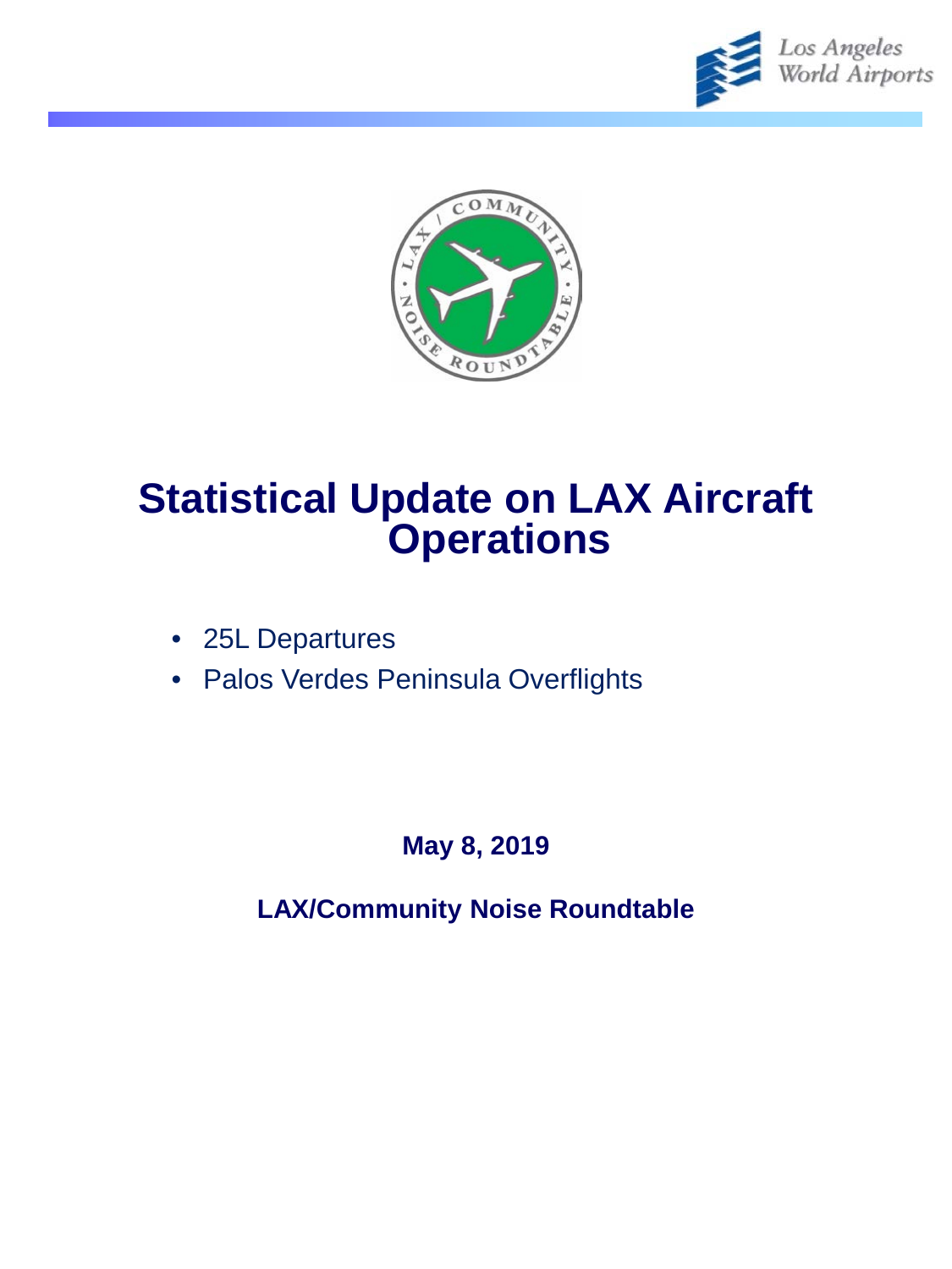# Statistical Update on LAX Aircraft Operations

- 25L Departures
- Palos Verdes Peninsula Overflights

**May 8, 2019**

**LAX/Community Noise Roundtable**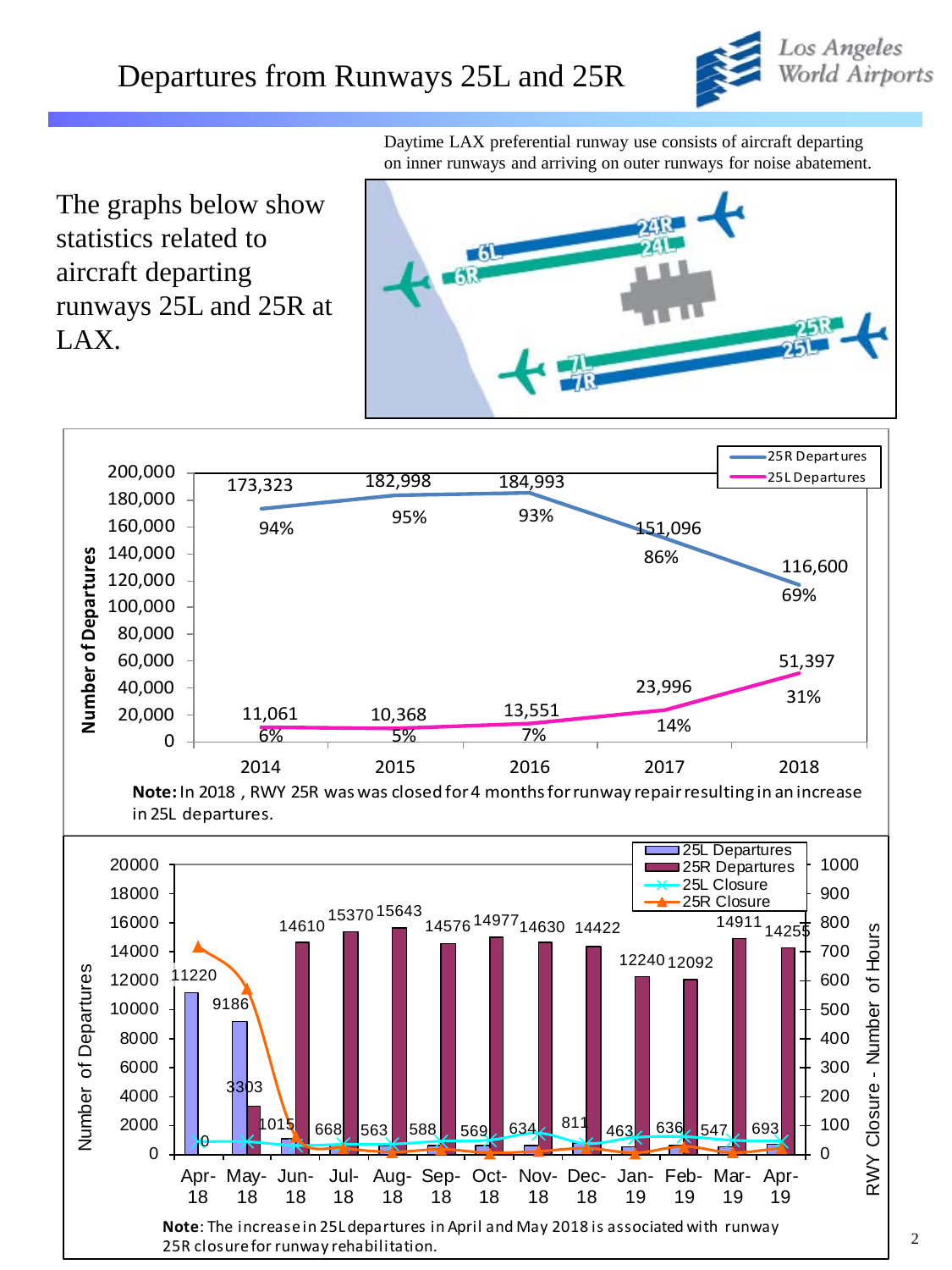# Departures from Runways 25L and 25R

Daytime LAX preferential runway use consists of aircraft departing on inner runways and arriving on outer runways for noise abatement.

The graphs below show statistics related to aircraft departing runways 25L and 25R at LAX.

| Year | 25R Departures | 25R % | 25L Departures | 25L % |
|---|---|---|---|---|
| 2014 | 173,323 | 94% | 11,061 | 6% |
| 2015 | 182,998 | 95% | 10,368 | 5% |
| 2016 | 184,993 | 93% | 13,551 | 7% |
| 2017 | 151,096 | 86% | 23,996 | 14% |
| 2018 | 116,600 | 69% | 51,397 | 31% |

**Note:** In 2018 , RWY 25R was was closed for 4 months for runway repair resulting in an increase in 25L departures.

| Month | 25L Departures | 25R Departures |
|---|---|---|
| Apr-18 | 11220 | 0 |
| May-18 | 9186 | 3303 |
| Jun-18 | 1015 | 14610 |
| Jul-18 | 668 | 15370 |
| Aug-18 | 563 | 15643 |
| Sep-18 | 588 | 14576 |
| Oct-18 | 569 | 14977 |
| Nov-18 | 634 | 14630 |
| Dec-18 | 811 | 14422 |
| Jan-19 | 463 | 12240 |
| Feb-19 | 636 | 12092 |
| Mar-19 | 547 | 14911 |
| Apr-19 | 693 | 14255 |

**Note**: The increase in 25L departures in April and May 2018 is associated with runway 25R closure for runway rehabilitation.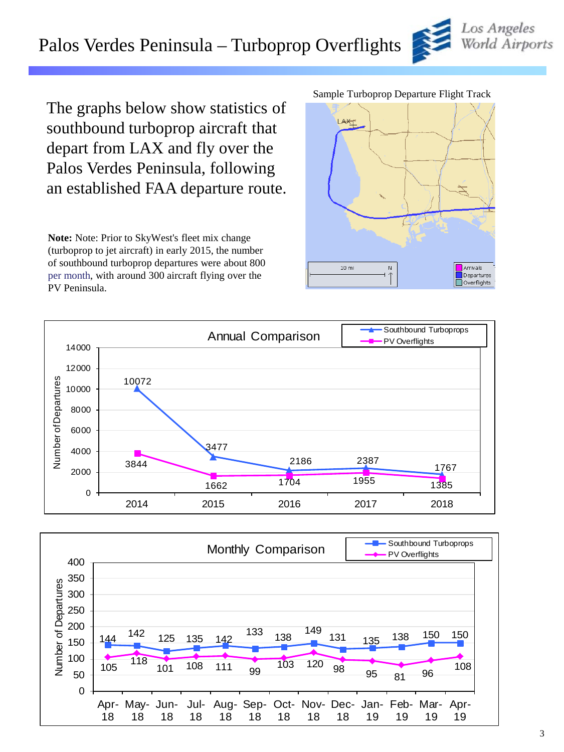# Palos Verdes Peninsula – Turboprop Overflights

Los Angeles World Airports

The graphs below show statistics of southbound turboprop aircraft that depart from LAX and fly over the Palos Verdes Peninsula, following an established FAA departure route.

**Note:** Note: Prior to SkyWest's fleet mix change (turboprop to jet aircraft) in early 2015, the number of southbound turboprop departures were about 800 per month, with around 300 aircraft flying over the PV Peninsula.

Sample Turboprop Departure Flight Track

**Annual Comparison**

| Year | Southbound Turboprops | PV Overflights |
|---|---|---|
| 2014 | 10072 | 3844 |
| 2015 | 3477 | 1662 |
| 2016 | 2186 | 1704 |
| 2017 | 2387 | 1955 |
| 2018 | 1767 | 1385 |

**Monthly Comparison**

| Month | Southbound Turboprops | PV Overflights |
|---|---|---|
| Apr-18 | 144 | 105 |
| May-18 | 142 | 118 |
| Jun-18 | 125 | 101 |
| Jul-18 | 135 | 108 |
| Aug-18 | 142 | 111 |
| Sep-18 | 133 | 99 |
| Oct-18 | 138 | 103 |
| Nov-18 | 149 | 120 |
| Dec-18 | 131 | 98 |
| Jan-19 | 135 | 95 |
| Feb-19 | 138 | 81 |
| Mar-19 | 150 | 96 |
| Apr-19 | 150 | 108 |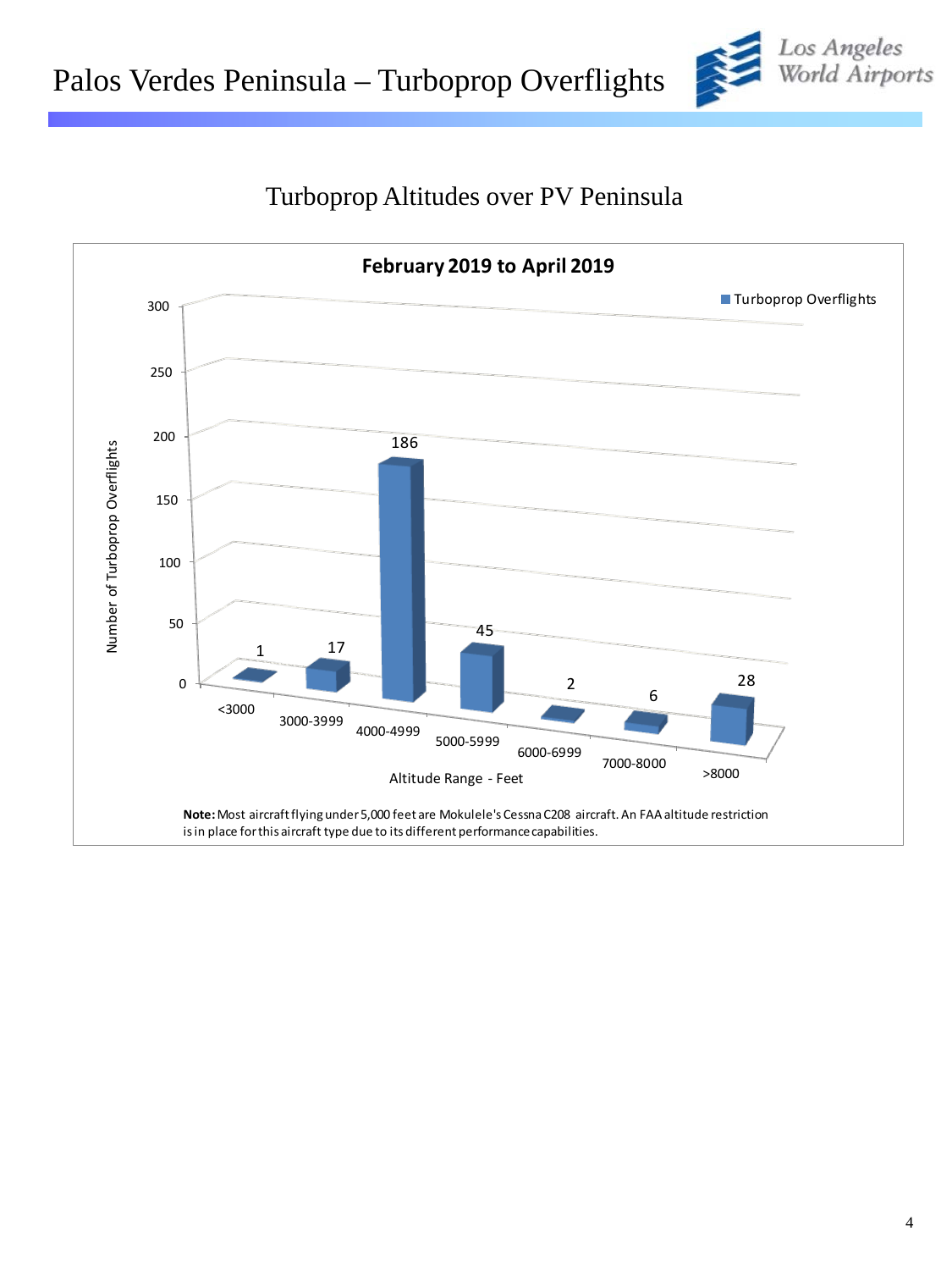# Palos Verdes Peninsula – Turboprop Overflights

## Turboprop Altitudes over PV Peninsula

**February 2019 to April 2019**

| Altitude Range - Feet | Turboprop Overflights |
|---|---|
| <3000 | 1 |
| 3000-3999 | 17 |
| 4000-4999 | 186 |
| 5000-5999 | 45 |
| 6000-6999 | 2 |
| 7000-8000 | 6 |
| >8000 | 28 |

**Note:** Most aircraft flying under 5,000 feet are Mokulele's Cessna C208 aircraft. An FAA altitude restriction is in place for this aircraft type due to its different performance capabilities.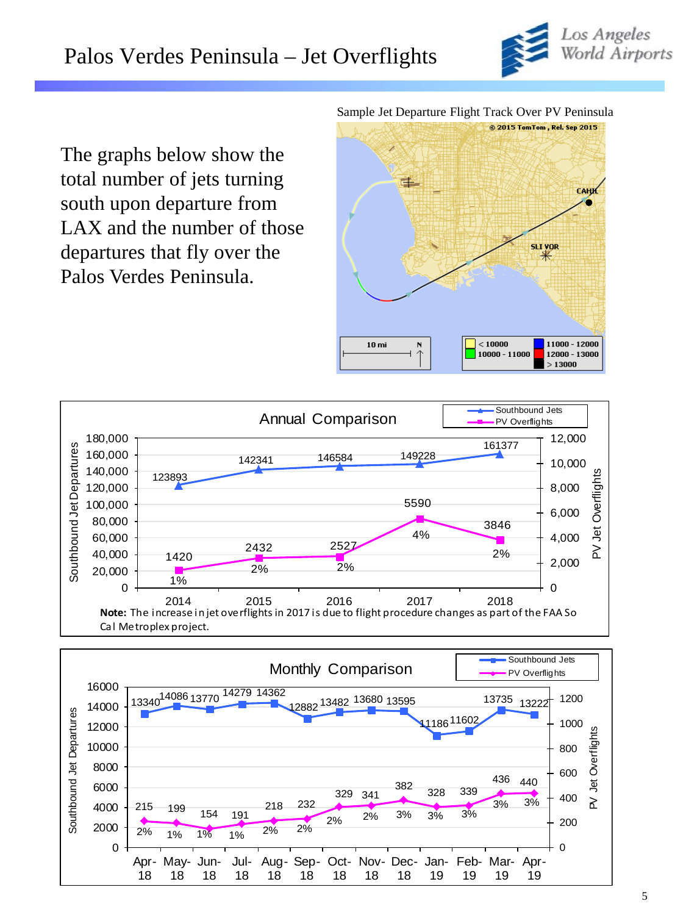# Palos Verdes Peninsula – Jet Overflights

The graphs below show the total number of jets turning south upon departure from LAX and the number of those departures that fly over the Palos Verdes Peninsula.

Sample Jet Departure Flight Track Over PV Peninsula

## Annual Comparison

| Year | Southbound Jets | PV Overflights | % |
|---|---|---|---|
| 2014 | 123893 | 1420 | 1% |
| 2015 | 142341 | 2432 | 2% |
| 2016 | 146584 | 2527 | 2% |
| 2017 | 149228 | 5590 | 4% |
| 2018 | 161377 | 3846 | 2% |

**Note:** The increase in jet overflights in 2017 is due to flight procedure changes as part of the FAA So Cal Metroplex project.

## Monthly Comparison

| Month | Southbound Jets | PV Overflights | % |
|---|---|---|---|
| Apr-18 | 13340 | 215 | 2% |
| May-18 | 14086 | 199 | 1% |
| Jun-18 | 13770 | 154 | 1% |
| Jul-18 | 14279 | 191 | 1% |
| Aug-18 | 14362 | 218 | 2% |
| Sep-18 | 12882 | 232 | 2% |
| Oct-18 | 13482 | 329 | 2% |
| Nov-18 | 13680 | 341 | 2% |
| Dec-18 | 13595 | 382 | 3% |
| Jan-19 | 11186 | 328 | 3% |
| Feb-19 | 11602 | 339 | 3% |
| Mar-19 | 13735 | 436 | 3% |
| Apr-19 | 13222 | 440 | 3% |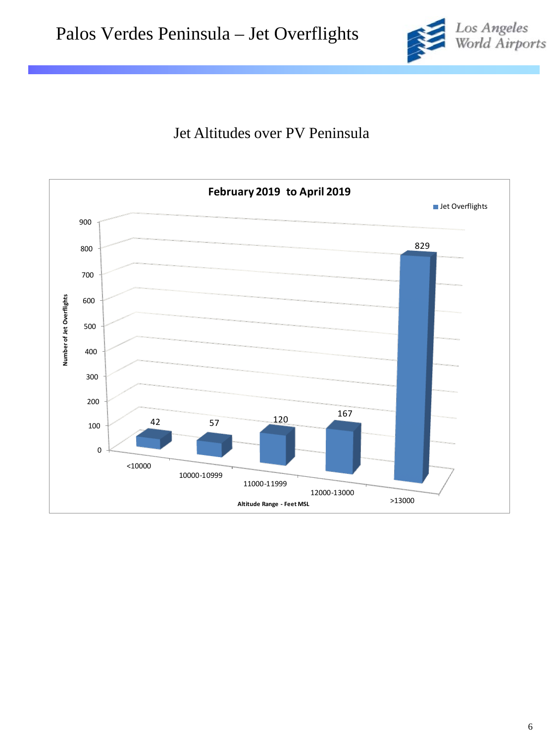# Palos Verdes Peninsula – Jet Overflights

Los Angeles World Airports

## Jet Altitudes over PV Peninsula

February 2019 to April 2019

Jet Overflights

Number of Jet Overflights

900
800
700
600
500
400
300
200
100
0

42
57
120
167
829

<10000
10000-10999
11000-11999
12000-13000
>13000

Altitude Range - Feet MSL